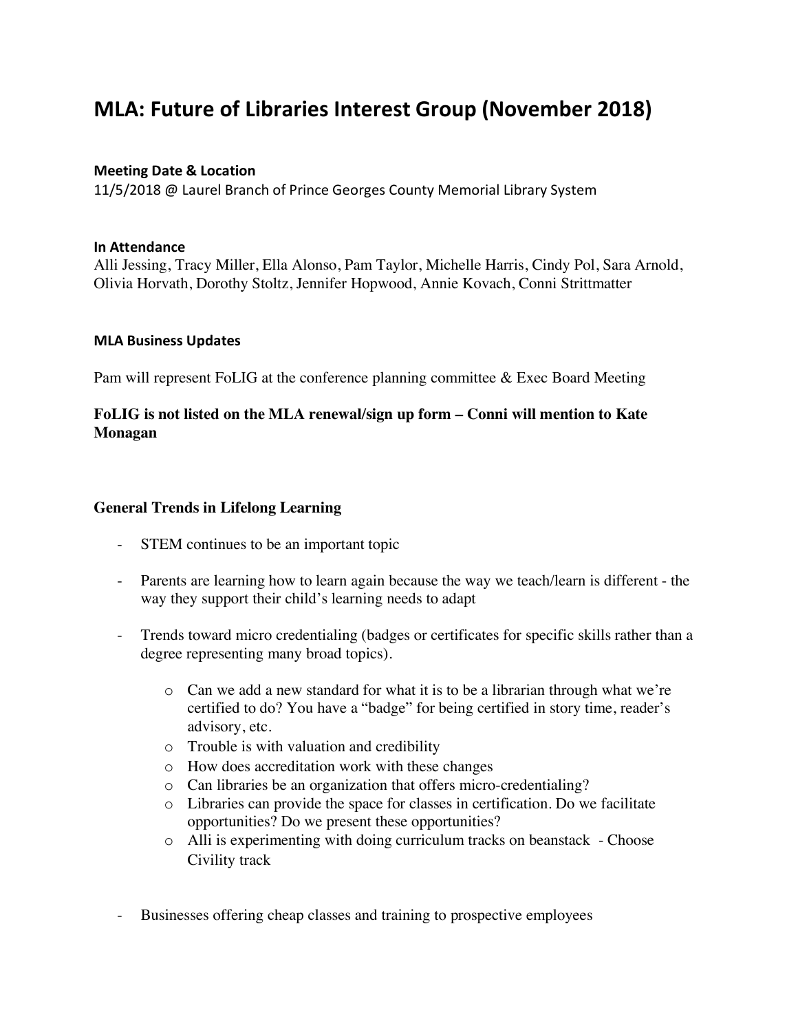# MLA: Future of Libraries Interest Group (November 2018)

### Meeting Date & Location

11/5/2018 @ Laurel Branch of Prince Georges County Memorial Library System

### In Attendance

Alli Jessing, Tracy Miller, Ella Alonso, Pam Taylor, Michelle Harris, Cindy Pol, Sara Arnold, Olivia Horvath, Dorothy Stoltz, Jennifer Hopwood, Annie Kovach, Conni Strittmatter

### MLA Business Updates

Pam will represent FoLIG at the conference planning committee & Exec Board Meeting

**FoLIG is not listed on the MLA renewal/sign up form – Conni will mention to Kate Monagan**

### General Trends in Lifelong Learning

- STEM continues to be an important topic
- Parents are learning how to learn again because the way we teach/learn is different - the way they support their child's learning needs to adapt
- Trends toward micro credentialing (badges or certificates for specific skills rather than a degree representing many broad topics).
  - Can we add a new standard for what it is to be a librarian through what we're certified to do? You have a "badge" for being certified in story time, reader's advisory, etc.
  - Trouble is with valuation and credibility
  - How does accreditation work with these changes
  - Can libraries be an organization that offers micro-credentialing?
  - Libraries can provide the space for classes in certification. Do we facilitate opportunities? Do we present these opportunities?
  - Alli is experimenting with doing curriculum tracks on beanstack - Choose Civility track
- Businesses offering cheap classes and training to prospective employees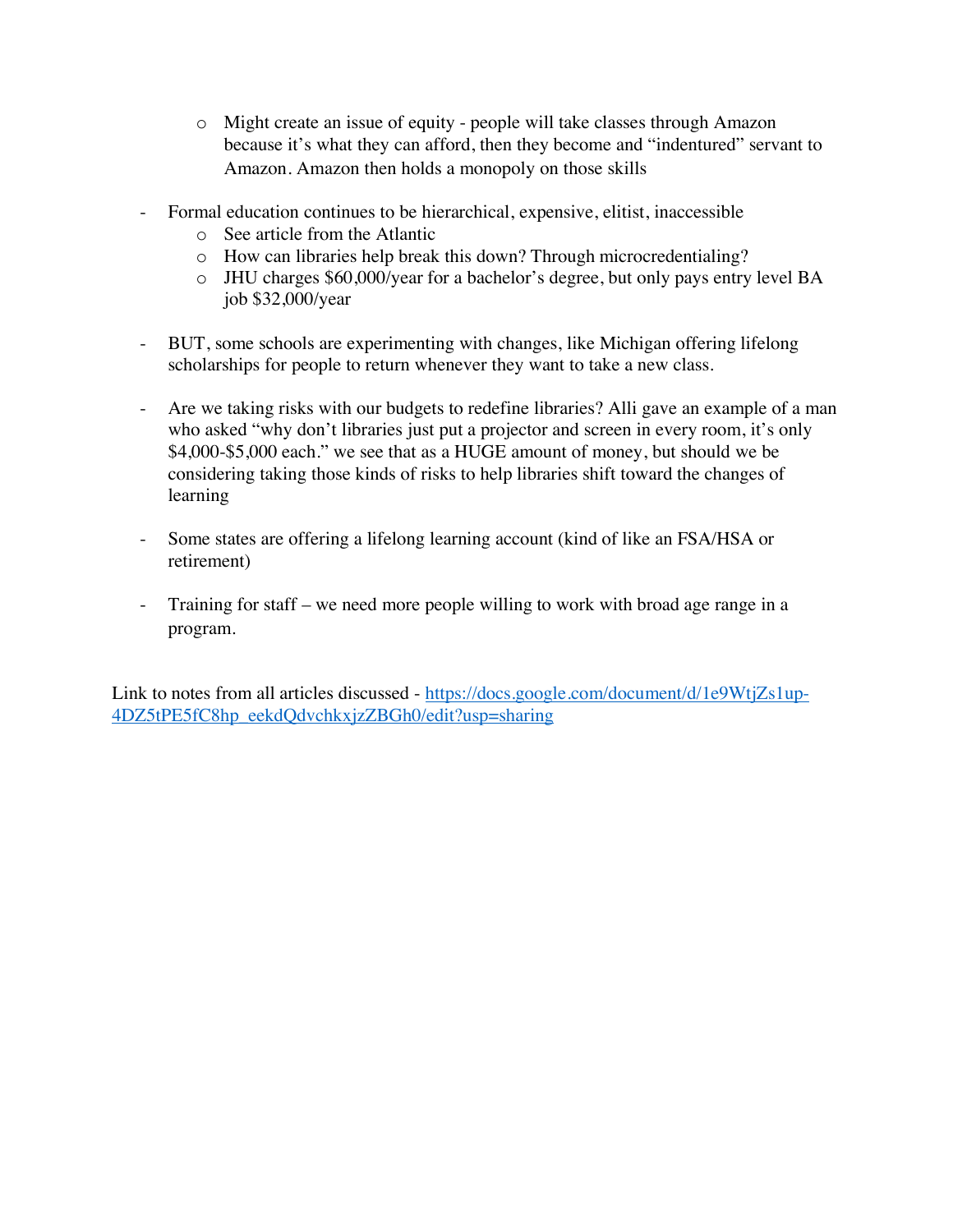- Might create an issue of equity - people will take classes through Amazon because it's what they can afford, then they become and "indentured" servant to Amazon. Amazon then holds a monopoly on those skills

- Formal education continues to be hierarchical, expensive, elitist, inaccessible
    - See article from the Atlantic
    - How can libraries help break this down? Through microcredentialing?
    - JHU charges $60,000/year for a bachelor's degree, but only pays entry level BA job $32,000/year

- BUT, some schools are experimenting with changes, like Michigan offering lifelong scholarships for people to return whenever they want to take a new class.

- Are we taking risks with our budgets to redefine libraries? Alli gave an example of a man who asked "why don't libraries just put a projector and screen in every room, it's only $4,000-$5,000 each." we see that as a HUGE amount of money, but should we be considering taking those kinds of risks to help libraries shift toward the changes of learning

- Some states are offering a lifelong learning account (kind of like an FSA/HSA or retirement)

- Training for staff – we need more people willing to work with broad age range in a program.

Link to notes from all articles discussed - [https://docs.google.com/document/d/1e9WtjZs1up-4DZ5tPE5fC8hp_eekdQdvchkxjzZBGh0/edit?usp=sharing](https://docs.google.com/document/d/1e9WtjZs1up-4DZ5tPE5fC8hp_eekdQdvchkxjzZBGh0/edit?usp=sharing)